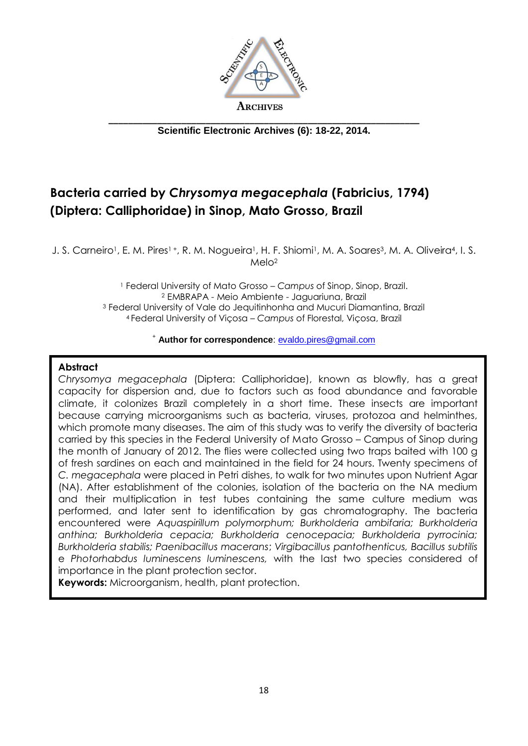# Bacteria carried by *Chrysomya megacephala* (Fabricius, 1794) (Diptera: Calliphoridae) in Sinop, Mato Grosso, Brazil

J. S. Carneiro[1], E. M. Pires[1 +], R. M. Nogueira[1], H. F. Shiomi[1], M. A. Soares[3], M. A. Oliveira[4], I. S. Melo[2]

[1] Federal University of Mato Grosso – *Campus* of Sinop, Sinop, Brazil.
[2] EMBRAPA - Meio Ambiente - Jaguariuna, Brazil
[3] Federal University of Vale do Jequitinhonha and Mucuri Diamantina, Brazil
[4] Federal University of Viçosa – *Campus* of Florestal, Viçosa, Brazil

[+] **Author for correspondence**: evaldo.pires@gmail.com

**Abstract**

*Chrysomya megacephala* (Diptera: Calliphoridae), known as blowfly, has a great capacity for dispersion and, due to factors such as food abundance and favorable climate, it colonizes Brazil completely in a short time. These insects are important because carrying microorganisms such as bacteria, viruses, protozoa and helminthes, which promote many diseases. The aim of this study was to verify the diversity of bacteria carried by this species in the Federal University of Mato Grosso – Campus of Sinop during the month of January of 2012. The flies were collected using two traps baited with 100 g of fresh sardines on each and maintained in the field for 24 hours. Twenty specimens of *C. megacephala* were placed in Petri dishes, to walk for two minutes upon Nutrient Agar (NA). After establishment of the colonies, isolation of the bacteria on the NA medium and their multiplication in test tubes containing the same culture medium was performed, and later sent to identification by gas chromatography. The bacteria encountered were *Aquaspirillum polymorphum; Burkholderia ambifaria; Burkholderia anthina; Burkholderia cepacia; Burkholderia cenocepacia; Burkholderia pyrrocinia; Burkholderia stabilis; Paenibacillus macerans*; *Virgibacillus pantothenticus, Bacillus subtilis* e *Photorhabdus luminescens luminescens,* with the last two species considered of importance in the plant protection sector.

**Keywords:** Microorganism, health, plant protection.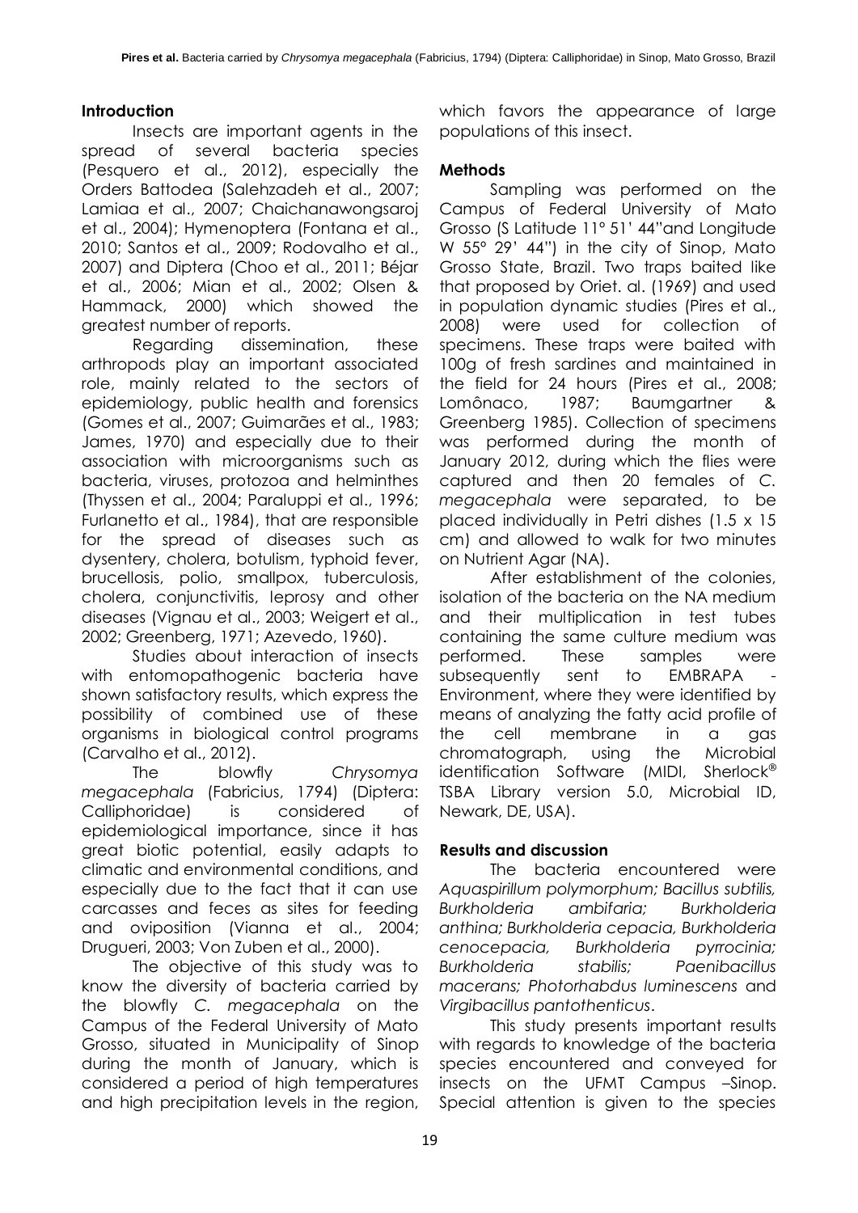## Introduction

Insects are important agents in the spread of several bacteria species (Pesquero et al., 2012), especially the Orders Battodea (Salehzadeh et al., 2007; Lamiaa et al., 2007; Chaichanawongsaroj et al., 2004); Hymenoptera (Fontana et al., 2010; Santos et al., 2009; Rodovalho et al., 2007) and Diptera (Choo et al., 2011; Béjar et al., 2006; Mian et al., 2002; Olsen & Hammack, 2000) which showed the greatest number of reports.

Regarding dissemination, these arthropods play an important associated role, mainly related to the sectors of epidemiology, public health and forensics (Gomes et al., 2007; Guimarães et al., 1983; James, 1970) and especially due to their association with microorganisms such as bacteria, viruses, protozoa and helminthes (Thyssen et al., 2004; Paraluppi et al., 1996; Furlanetto et al., 1984), that are responsible for the spread of diseases such as dysentery, cholera, botulism, typhoid fever, brucellosis, polio, smallpox, tuberculosis, cholera, conjunctivitis, leprosy and other diseases (Vignau et al., 2003; Weigert et al., 2002; Greenberg, 1971; Azevedo, 1960).

Studies about interaction of insects with entomopathogenic bacteria have shown satisfactory results, which express the possibility of combined use of these organisms in biological control programs (Carvalho et al., 2012).

The blowfly *Chrysomya megacephala* (Fabricius, 1794) (Diptera: Calliphoridae) is considered of epidemiological importance, since it has great biotic potential, easily adapts to climatic and environmental conditions, and especially due to the fact that it can use carcasses and feces as sites for feeding and oviposition (Vianna et al., 2004; Drugueri, 2003; Von Zuben et al., 2000).

The objective of this study was to know the diversity of bacteria carried by the blowfly *C. megacephala* on the Campus of the Federal University of Mato Grosso, situated in Municipality of Sinop during the month of January, which is considered a period of high temperatures and high precipitation levels in the region, which favors the appearance of large populations of this insect.

## Methods

Sampling was performed on the Campus of Federal University of Mato Grosso (S Latitude 11° 51' 44"and Longitude W 55° 29' 44") in the city of Sinop, Mato Grosso State, Brazil. Two traps baited like that proposed by Oriet. al. (1969) and used in population dynamic studies (Pires et al., 2008) were used for collection of specimens. These traps were baited with 100g of fresh sardines and maintained in the field for 24 hours (Pires et al., 2008; Lomônaco, 1987; Baumgartner & Greenberg 1985). Collection of specimens was performed during the month of January 2012, during which the flies were captured and then 20 females of *C. megacephala* were separated, to be placed individually in Petri dishes (1.5 x 15 cm) and allowed to walk for two minutes on Nutrient Agar (NA).

After establishment of the colonies, isolation of the bacteria on the NA medium and their multiplication in test tubes containing the same culture medium was performed. These samples were subsequently sent to EMBRAPA - Environment, where they were identified by means of analyzing the fatty acid profile of the cell membrane in a gas chromatograph, using the Microbial identification Software (MIDI, Sherlock® TSBA Library version 5.0, Microbial ID, Newark, DE, USA).

## Results and discussion

The bacteria encountered were *Aquaspirillum polymorphum; Bacillus subtilis, Burkholderia ambifaria; Burkholderia anthina; Burkholderia cepacia, Burkholderia cenocepacia, Burkholderia pyrrocinia; Burkholderia stabilis; Paenibacillus macerans; Photorhabdus luminescens* and *Virgibacillus pantothenticus*.

This study presents important results with regards to knowledge of the bacteria species encountered and conveyed for insects on the UFMT Campus –Sinop. Special attention is given to the species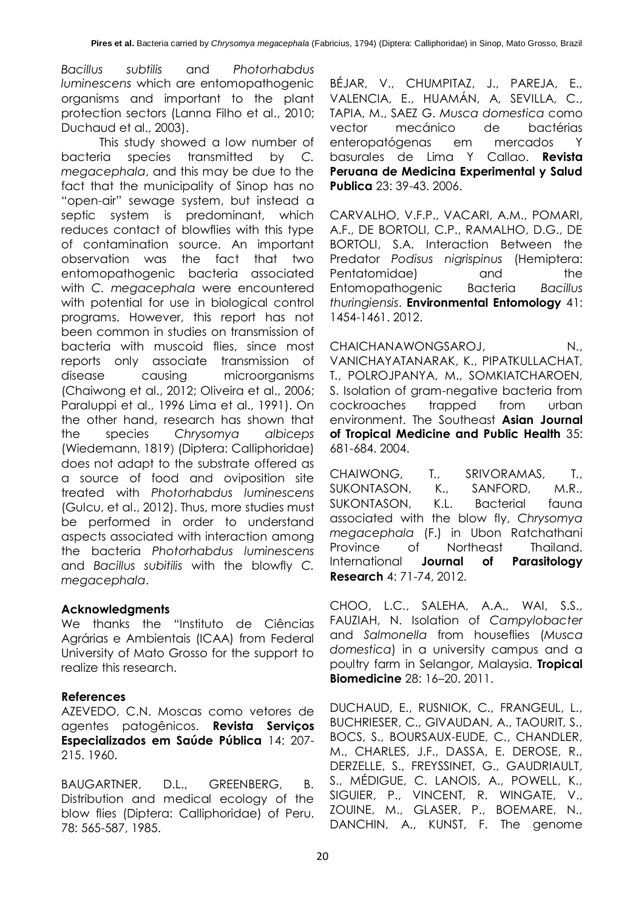*Bacillus subtilis* and *Photorhabdus luminescens* which are entomopathogenic organisms and important to the plant protection sectors (Lanna Filho et al., 2010; Duchaud et al., 2003).

This study showed a low number of bacteria species transmitted by *C. megacephala*, and this may be due to the fact that the municipality of Sinop has no "open-air" sewage system, but instead a septic system is predominant, which reduces contact of blowflies with this type of contamination source. An important observation was the fact that two entomopathogenic bacteria associated with *C. megacephala* were encountered with potential for use in biological control programs. However, this report has not been common in studies on transmission of bacteria with muscoid flies, since most reports only associate transmission of disease causing microorganisms (Chaiwong et al., 2012; Oliveira et al., 2006; Paraluppi et al., 1996 Lima et al., 1991). On the other hand, research has shown that the species *Chrysomya albiceps* (Wiedemann, 1819) (Diptera: Calliphoridae) does not adapt to the substrate offered as a source of food and oviposition site treated with *Photorhabdus luminescens* (Gulcu, et al., 2012). Thus, more studies must be performed in order to understand aspects associated with interaction among the bacteria *Photorhabdus luminescens* and *Bacillus subitilis* with the blowfly *C. megacephala*.

### Acknowledgments

We thanks the "Instituto de Ciências Agrárias e Ambientais (ICAA) from Federal University of Mato Grosso for the support to realize this research.

### References

AZEVEDO, C.N. Moscas como vetores de agentes patogênicos. **Revista Serviços Especializados em Saúde Pública** 14: 207-215. 1960.

BAUGARTNER, D.L., GREENBERG, B. Distribution and medical ecology of the blow flies (Diptera: Calliphoridae) of Peru. 78: 565-587, 1985.

BÉJAR, V., CHUMPITAZ, J., PAREJA, E., VALENCIA, E., HUAMÁN, A, SEVILLA, C., TAPIA, M., SAEZ G. *Musca domestica* como vector mecánico de bactérias enteropatógenas em mercados Y basurales de Lima Y Callao. **Revista Peruana de Medicina Experimental y Salud Publica** 23: 39-43. 2006.

CARVALHO, V.F.P., VACARI, A.M., POMARI, A.F., DE BORTOLI, C.P., RAMALHO, D.G., DE BORTOLI, S.A. Interaction Between the Predator *Podisus nigrispinus* (Hemiptera: Pentatomidae) and the Entomopathogenic Bacteria *Bacillus thuringiensis*. **Environmental Entomology** 41: 1454-1461. 2012.

CHAICHANAWONGSAROJ, N., VANICHAYATANARAK, K., PIPATKULLACHAT, T., POLROJPANYA, M., SOMKIATCHAROEN, S. Isolation of gram-negative bacteria from cockroaches trapped from urban environment. The Southeast **Asian Journal of Tropical Medicine and Public Health** 35: 681-684. 2004.

CHAIWONG, T., SRIVORAMAS, T., SUKONTASON, K., SANFORD, M.R., SUKONTASON, K.L. Bacterial fauna associated with the blow fly, *Chrysomya megacephala* (F.) in Ubon Ratchathani Province of Northeast Thailand. International **Journal of Parasitology Research** 4: 71-74, 2012.

CHOO, L.C., SALEHA, A.A., WAI, S.S., FAUZIAH, N. Isolation of *Campylobacter* and *Salmonella* from houseflies (*Musca domestica*) in a university campus and a poultry farm in Selangor, Malaysia. **Tropical Biomedicine** 28: 16–20. 2011.

DUCHAUD, E., RUSNIOK, C., FRANGEUL, L., BUCHRIESER, C., GIVAUDAN, A., TAOURIT, S., BOCS, S., BOURSAUX-EUDE, C., CHANDLER, M., CHARLES, J.F., DASSA, E. DEROSE, R., DERZELLE, S., FREYSSINET, G., GAUDRIAULT, S., MÉDIGUE, C. LANOIS, A., POWELL, K., SIGUIER, P., VINCENT, R. WINGATE, V., ZOUINE, M., GLASER, P., BOEMARE, N., DANCHIN, A., KUNST, F. The genome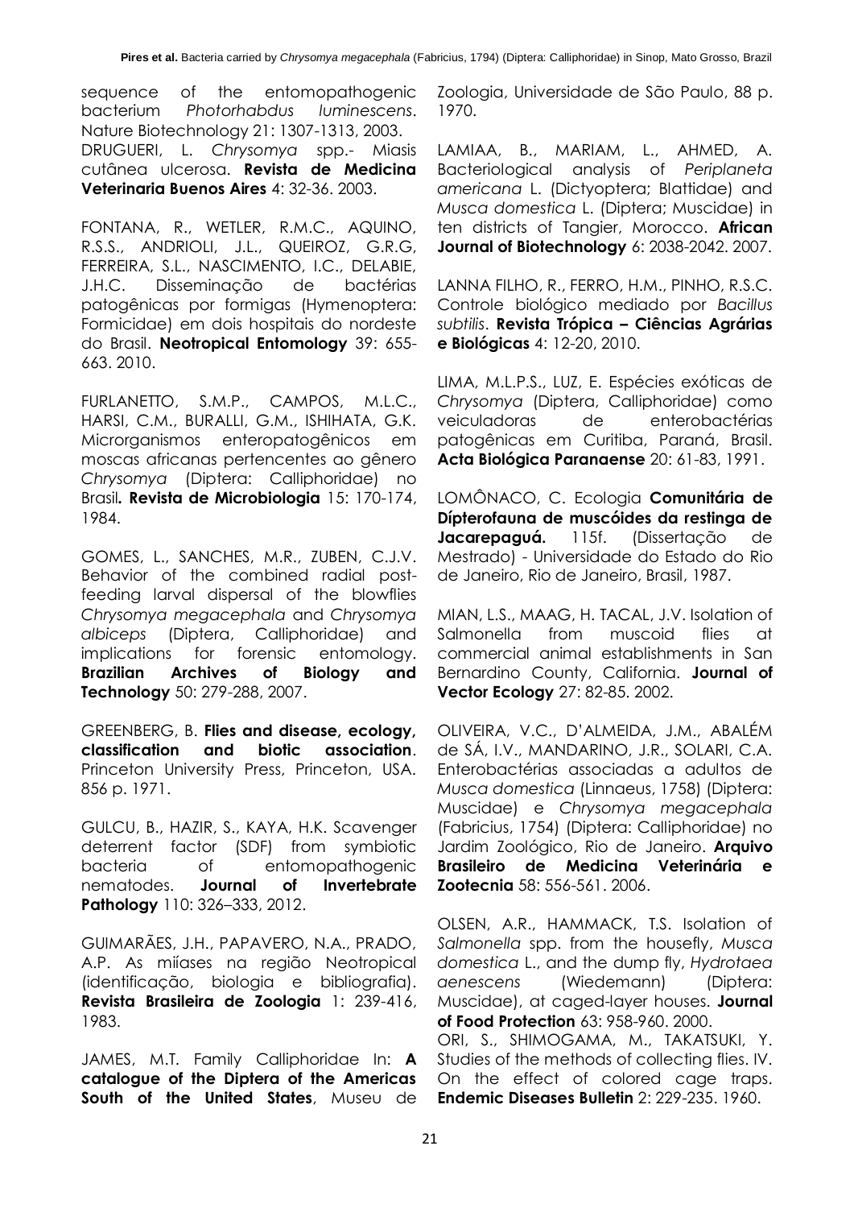sequence of the entomopathogenic bacterium *Photorhabdus luminescens*. Nature Biotechnology 21: 1307-1313, 2003.

DRUGUERI, L. *Chrysomya* spp.- Miasis cutânea ulcerosa. **Revista de Medicina Veterinaria Buenos Aires** 4: 32-36. 2003.

FONTANA, R., WETLER, R.M.C., AQUINO, R.S.S., ANDRIOLI, J.L., QUEIROZ, G.R.G, FERREIRA, S.L., NASCIMENTO, I.C., DELABIE, J.H.C. Disseminação de bactérias patogênicas por formigas (Hymenoptera: Formicidae) em dois hospitais do nordeste do Brasil. **Neotropical Entomology** 39: 655-663. 2010.

FURLANETTO, S.M.P., CAMPOS, M.L.C., HARSI, C.M., BURALLI, G.M., ISHIHATA, G.K. Microrganismos enteropatogênicos em moscas africanas pertencentes ao gênero *Chrysomya* (Diptera: Calliphoridae) no Brasil**. Revista de Microbiologia** 15: 170-174, 1984.

GOMES, L., SANCHES, M.R., ZUBEN, C.J.V. Behavior of the combined radial post-feeding larval dispersal of the blowflies *Chrysomya megacephala* and *Chrysomya albiceps* (Diptera, Calliphoridae) and implications for forensic entomology. **Brazilian Archives of Biology and Technology** 50: 279-288, 2007.

GREENBERG, B. **Flies and disease, ecology, classification and biotic association**. Princeton University Press, Princeton, USA. 856 p. 1971.

GULCU, B., HAZIR, S., KAYA, H.K. Scavenger deterrent factor (SDF) from symbiotic bacteria of entomopathogenic nematodes. **Journal of Invertebrate Pathology** 110: 326–333, 2012.

GUIMARÃES, J.H., PAPAVERO, N.A., PRADO, A.P. As miíases na região Neotropical (identificação, biologia e bibliografia). **Revista Brasileira de Zoologia** 1: 239-416, 1983.

JAMES, M.T. Family Calliphoridae In: **A catalogue of the Diptera of the Americas South of the United States**, Museu de Zoologia, Universidade de São Paulo, 88 p. 1970.

LAMIAA, B., MARIAM, L., AHMED, A. Bacteriological analysis of *Periplaneta americana* L. (Dictyoptera; Blattidae) and *Musca domestica* L. (Diptera; Muscidae) in ten districts of Tangier, Morocco. **African Journal of Biotechnology** 6: 2038-2042. 2007.

LANNA FILHO, R., FERRO, H.M., PINHO, R.S.C. Controle biológico mediado por *Bacillus subtilis*. **Revista Trópica – Ciências Agrárias e Biológicas** 4: 12-20, 2010.

LIMA, M.L.P.S., LUZ, E. Espécies exóticas de *Chrysomya* (Diptera, Calliphoridae) como veiculadoras de enterobactérias patogênicas em Curitiba, Paraná, Brasil. **Acta Biológica Paranaense** 20: 61-83, 1991.

LOMÔNACO, C. Ecologia **Comunitária de Dípterofauna de muscóides da restinga de Jacarepaguá.** 115f. (Dissertação de Mestrado) - Universidade do Estado do Rio de Janeiro, Rio de Janeiro, Brasil, 1987.

MIAN, L.S., MAAG, H. TACAL, J.V. Isolation of Salmonella from muscoid flies at commercial animal establishments in San Bernardino County, California. **Journal of Vector Ecology** 27: 82-85. 2002.

OLIVEIRA, V.C., D'ALMEIDA, J.M., ABALÉM de SÁ, I.V., MANDARINO, J.R., SOLARI, C.A. Enterobactérias associadas a adultos de *Musca domestica* (Linnaeus, 1758) (Diptera: Muscidae) e *Chrysomya megacephala* (Fabricius, 1754) (Diptera: Calliphoridae) no Jardim Zoológico, Rio de Janeiro. **Arquivo Brasileiro de Medicina Veterinária e Zootecnia** 58: 556-561. 2006.

OLSEN, A.R., HAMMACK, T.S. Isolation of *Salmonella* spp. from the housefly, *Musca domestica* L., and the dump fly, *Hydrotaea aenescens* (Wiedemann) (Diptera: Muscidae), at caged-layer houses. **Journal of Food Protection** 63: 958-960. 2000.

ORI, S., SHIMOGAMA, M., TAKATSUKI, Y. Studies of the methods of collecting flies. IV. On the effect of colored cage traps. **Endemic Diseases Bulletin** 2: 229-235. 1960.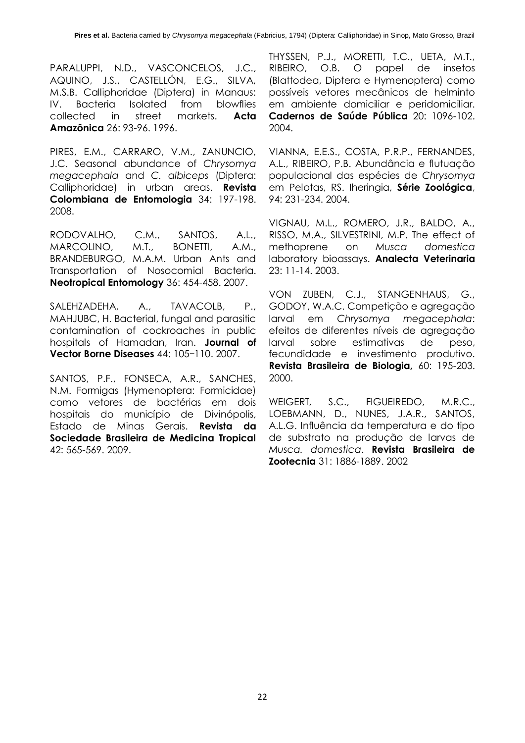PARALUPPI, N.D., VASCONCELOS, J.C., AQUINO, J.S., CASTELLÓN, E.G., SILVA, M.S.B. Calliphoridae (Diptera) in Manaus: IV. Bacteria Isolated from blowflies collected in street markets. **Acta Amazônica** 26: 93-96. 1996.

PIRES, E.M., CARRARO, V.M., ZANUNCIO, J.C. Seasonal abundance of *Chrysomya megacephala* and *C. albiceps* (Diptera: Calliphoridae) in urban areas. **Revista Colombiana de Entomologia** 34: 197-198. 2008.

RODOVALHO, C.M., SANTOS, A.L., MARCOLINO, M.T., BONETTI, A.M., BRANDEBURGO, M.A.M. Urban Ants and Transportation of Nosocomial Bacteria. **Neotropical Entomology** 36: 454-458. 2007.

SALEHZADEHA, A., TAVACOLB, P., MAHJUBC, H. Bacterial, fungal and parasitic contamination of cockroaches in public hospitals of Hamadan, Iran. **Journal of Vector Borne Diseases** 44: 105−110. 2007.

SANTOS, P.F., FONSECA, A.R., SANCHES, N.M. Formigas (Hymenoptera: Formicidae) como vetores de bactérias em dois hospitais do município de Divinópolis, Estado de Minas Gerais. **Revista da Sociedade Brasileira de Medicina Tropical** 42: 565-569. 2009.

THYSSEN, P.J., MORETTI, T.C., UETA, M.T., RIBEIRO, O.B. O papel de insetos (Blattodea, Diptera e Hymenoptera) como possíveis vetores mecânicos de helminto em ambiente domiciliar e peridomiciliar. **Cadernos de Saúde Pública** 20: 1096-102. 2004.

VIANNA, E.E.S., COSTA, P.R.P., FERNANDES, A.L., RIBEIRO, P.B. Abundância e flutuação populacional das espécies de *Chrysomya* em Pelotas, RS. Iheringia, **Série Zoológica**, 94: 231-234. 2004.

VIGNAU, M.L., ROMERO, J.R., BALDO, A., RISSO, M.A., SILVESTRINI, M.P. The effect of methoprene on *Musca domestica* laboratory bioassays. **Analecta Veterinaria** 23: 11-14. 2003.

VON ZUBEN, C.J., STANGENHAUS, G., GODOY, W.A.C. Competição e agregação larval em *Chrysomya megacephala*: efeitos de diferentes níveis de agregação larval sobre estimativas de peso, fecundidade e investimento produtivo. **Revista Brasileira de Biologia,** 60: 195-203. 2000.

WEIGERT, S.C., FIGUEIREDO, M.R.C., LOEBMANN, D., NUNES, J.A.R., SANTOS, A.L.G. Influência da temperatura e do tipo de substrato na produção de larvas de *Musca. domestica*. **Revista Brasileira de Zootecnia** 31: 1886-1889. 2002